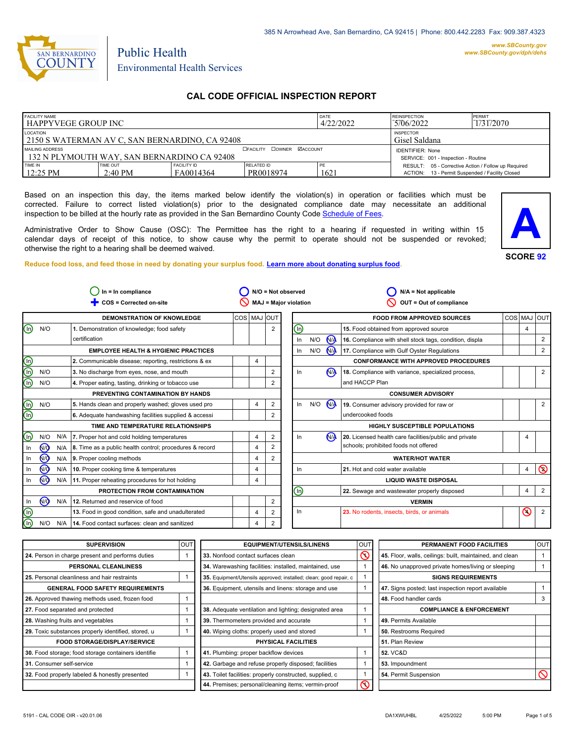385 N Arrowhead Ave, San Bernardino, CA 92415 | Phone: 800.442.2283 Fax: 909.387.4323

www.SBCounty.gov
www.SBCounty.gov/dph/dehs

SAN BERNARDINO COUNTY

Public Health
Environmental Health Services

# CAL CODE OFFICIAL INSPECTION REPORT

| FACILITY NAME | | | | DATE | REINSPECTION | PERMIT |
|---|---|---|---|---|---|---|
| HAPPYVEGE GROUP INC | | | | 4/22/2022 | 5/06/2022 | 1731/2070 |
| LOCATION | | | | | INSPECTOR | |
| 2150 S WATERMAN AV C, SAN BERNARDINO, CA 92408 | | | | | Gisel Saldana | |
| MAILING ADDRESS ☐FACILITY ☐OWNER ☑ACCOUNT | | | | | IDENTIFIER: None | |
| 132 N PLYMOUTH WAY, SAN BERNARDINO CA 92408 | | | | | SERVICE: 001 - Inspection - Routine | |
| TIME IN | TIME OUT | FACILITY ID | RELATED ID | PE | RESULT: 05 - Corrective Action / Follow up Required | |
| 12:25 PM | 2:40 PM | FA0014364 | PR0018974 | 1621 | ACTION: 13 - Permit Suspended / Facility Closed | |

Based on an inspection this day, the items marked below identify the violation(s) in operation or facilities which must be corrected. Failure to correct listed violation(s) prior to the designated compliance date may necessitate an additional inspection to be billed at the hourly rate as provided in the San Bernardino County Code Schedule of Fees.

Administrative Order to Show Cause (OSC): The Permittee has the right to a hearing if requested in writing within 15 calendar days of receipt of this notice, to show cause why the permit to operate should not be suspended or revoked; otherwise the right to a hearing shall be deemed waived.

**A**

**SCORE 92**

**Reduce food loss, and feed those in need by donating your surplus food. Learn more about donating surplus food.**

In = In compliance | N/O = Not observed | N/A = Not applicable
COS = Corrected on-site | MAJ = Major violation | OUT = Out of compliance

| | | | DEMONSTRATION OF KNOWLEDGE | COS | MAJ | OUT |
|---|---|---|---|---|---|---|
| **In** | N/O | | 1. Demonstration of knowledge; food safety certification | | | 2 |
| | | | **EMPLOYEE HEALTH & HYGIENIC PRACTICES** | | | |
| **In** | | | 2. Communicable disease; reporting, restrictions & ex | | 4 | |
| **In** | N/O | | 3. No discharge from eyes, nose, and mouth | | | 2 |
| **In** | N/O | | 4. Proper eating, tasting, drinking or tobacco use | | | 2 |
| | | | **PREVENTING CONTAMINATION BY HANDS** | | | |
| **In** | N/O | | 5. Hands clean and properly washed; gloves used pro | | 4 | 2 |
| **In** | | | 6. Adequate handwashing facilities supplied & accessi | | | 2 |
| | | | **TIME AND TEMPERATURE RELATIONSHIPS** | | | |
| **In** | N/O | N/A | 7. Proper hot and cold holding temperatures | | 4 | 2 |
| In | **N/O** | N/A | 8. Time as a public health control; procedures & record | | 4 | 2 |
| In | **N/O** | N/A | 9. Proper cooling methods | | 4 | 2 |
| In | **N/O** | N/A | 10. Proper cooking time & temperatures | | 4 | |
| In | **N/O** | N/A | 11. Proper reheating procedures for hot holding | | 4 | |
| | | | **PROTECTION FROM CONTAMINATION** | | | |
| In | **N/O** | N/A | 12. Returned and reservice of food | | | 2 |
| **In** | | | 13. Food in good condition, safe and unadulterated | | 4 | 2 |
| **In** | N/O | N/A | 14. Food contact surfaces: clean and sanitized | | 4 | 2 |

| | | | FOOD FROM APPROVED SOURCES | COS | MAJ | OUT |
|---|---|---|---|---|---|---|
| **In** | | | 15. Food obtained from approved source | | 4 | |
| In | N/O | **N/A** | 16. Compliance with shell stock tags, condition, displa | | | 2 |
| In | N/O | **N/A** | 17. Compliance with Gulf Oyster Regulations | | | 2 |
| | | | **CONFORMANCE WITH APPROVED PROCEDURES** | | | |
| In | | **N/A** | 18. Compliance with variance, specialized process, and HACCP Plan | | | 2 |
| | | | **CONSUMER ADVISORY** | | | |
| In | N/O | **N/A** | 19. Consumer advisory provided for raw or undercooked foods | | | 2 |
| | | | **HIGHLY SUSCEPTIBLE POPULATIONS** | | | |
| In | | **N/A** | 20. Licensed health care facilities/public and private schools; prohibited foods not offered | | 4 | |
| | | | **WATER/HOT WATER** | | | |
| In | | | 21. Hot and cold water available | | 4 | **⊘ 2** |
| | | | **LIQUID WASTE DISPOSAL** | | | |
| **In** | | | 22. Sewage and wastewater properly disposed | | 4 | 2 |
| | | | **VERMIN** | | | |
| In | | | 23. No rodents, insects, birds, or animals | | **⊘ 4** | 2 |

| SUPERVISION | OUT |
|---|---|
| 24. Person in charge present and performs duties | 1 |
| **PERSONAL CLEANLINESS** | |
| 25. Personal cleanliness and hair restraints | 1 |
| **GENERAL FOOD SAFETY REQUIREMENTS** | |
| 26. Approved thawing methods used, frozen food | 1 |
| 27. Food separated and protected | 1 |
| 28. Washing fruits and vegetables | 1 |
| 29. Toxic substances properly identified, stored, u | 1 |
| **FOOD STORAGE/DISPLAY/SERVICE** | |
| 30. Food storage; food storage containers identifie | 1 |
| 31. Consumer self-service | 1 |
| 32. Food properly labeled & honestly presented | 1 |

| EQUIPMENT/UTENSILS/LINENS | OUT |
|---|---|
| 33. Nonfood contact surfaces clean | **⊘ 1** |
| 34. Warewashing facilities: installed, maintained, use | 1 |
| 35. Equipment/Utensils approved; installed; clean; good repair, c | 1 |
| 36. Equipment, utensils and linens: storage and use | 1 |
| 38. Adequate ventilation and lighting; designated area | 1 |
| 39. Thermometers provided and accurate | 1 |
| 40. Wiping cloths: properly used and stored | 1 |
| **PHYSICAL FACILITIES** | |
| 41. Plumbing: proper backflow devices | 1 |
| 42. Garbage and refuse properly disposed; facilities | 1 |
| 43. Toilet facilities: properly constructed, supplied, c | 1 |
| 44. Premises; personal/cleaning items; vermin-proof | **⊘ 1** |

| PERMANENT FOOD FACILITIES | OUT |
|---|---|
| 45. Floor, walls, ceilings: built, maintained, and clean | 1 |
| 46. No unapproved private homes/living or sleeping | 1 |
| **SIGNS REQUIREMENTS** | |
| 47. Signs posted; last inspection report available | 1 |
| 48. Food handler cards | 3 |
| **COMPLIANCE & ENFORCEMENT** | |
| 49. Permits Available | |
| 50. Restrooms Required | |
| 51. Plan Review | |
| 52. VC&D | |
| 53. Impoundment | |
| 54. Permit Suspension | **⊘** |

5191 - CAL CODE OIR - v20.01.06 DA1XWUHBL 4/25/2022 5:00 PM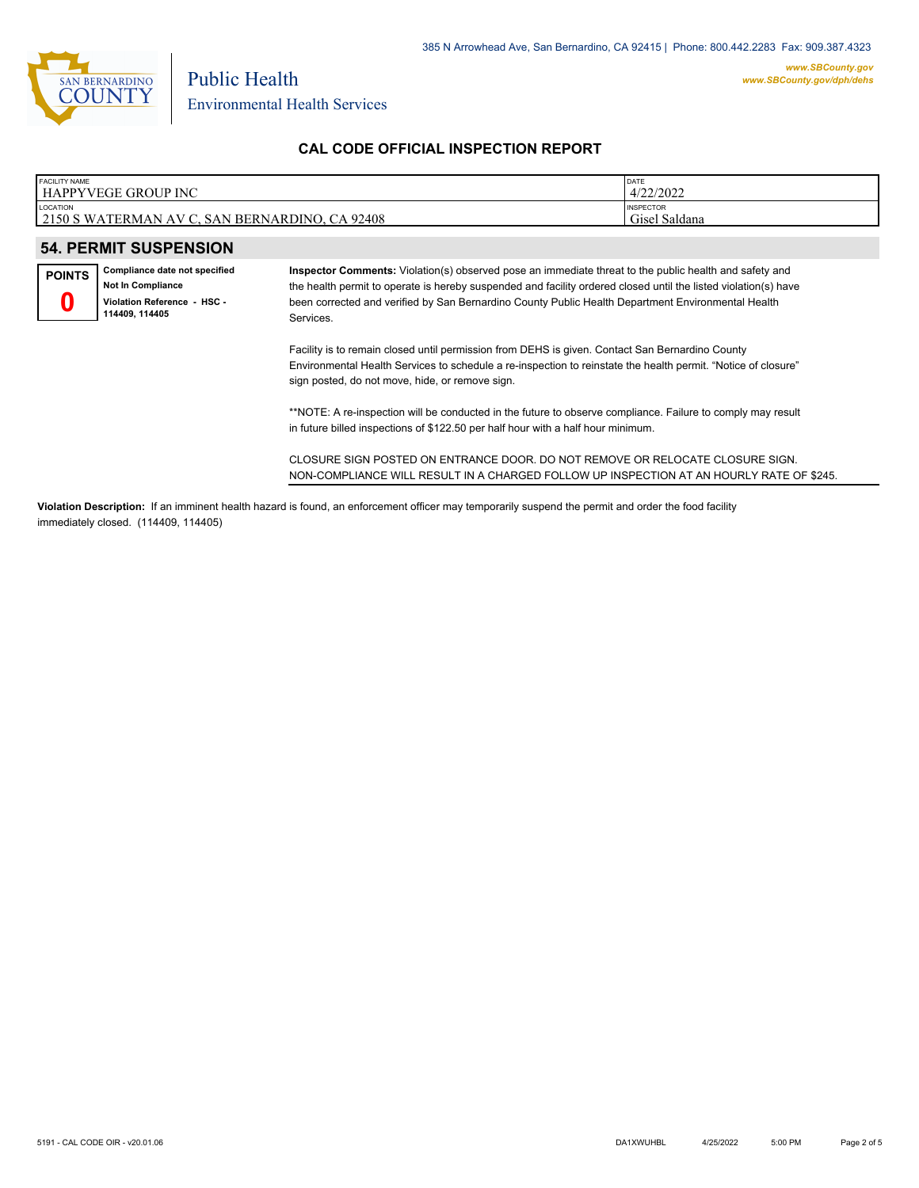385 N Arrowhead Ave, San Bernardino, CA 92415 | Phone: 800.442.2283 Fax: 909.387.4323

**www.SBCounty.gov**
**www.SBCounty.gov/dph/dehs**

Public Health
Environmental Health Services

## CAL CODE OFFICIAL INSPECTION REPORT

| FACILITY NAME | DATE |
|---|---|
| HAPPYVEGE GROUP INC | 4/22/2022 |
| **LOCATION** | **INSPECTOR** |
| 2150 S WATERMAN AV C, SAN BERNARDINO, CA 92408 | Gisel Saldana |

## 54. PERMIT SUSPENSION

**POINTS**
**0**

**Compliance date not specified**
**Not In Compliance**
**Violation Reference - HSC - 114409, 114405**

**Inspector Comments:** Violation(s) observed pose an immediate threat to the public health and safety and the health permit to operate is hereby suspended and facility ordered closed until the listed violation(s) have been corrected and verified by San Bernardino County Public Health Department Environmental Health Services.

Facility is to remain closed until permission from DEHS is given. Contact San Bernardino County Environmental Health Services to schedule a re-inspection to reinstate the health permit. "Notice of closure" sign posted, do not move, hide, or remove sign.

**NOTE: A re-inspection will be conducted in the future to observe compliance. Failure to comply may result in future billed inspections of $122.50 per half hour with a half hour minimum.

CLOSURE SIGN POSTED ON ENTRANCE DOOR. DO NOT REMOVE OR RELOCATE CLOSURE SIGN. NON-COMPLIANCE WILL RESULT IN A CHARGED FOLLOW UP INSPECTION AT AN HOURLY RATE OF $245.

**Violation Description:** If an imminent health hazard is found, an enforcement officer may temporarily suspend the permit and order the food facility immediately closed. (114409, 114405)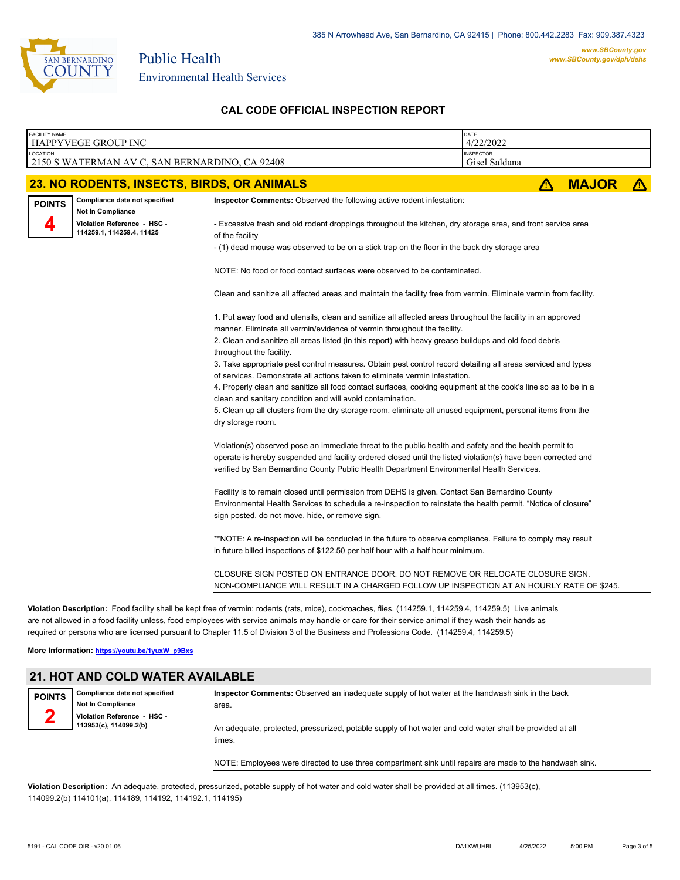# CAL CODE OFFICIAL INSPECTION REPORT

| FACILITY NAME | DATE |
|---|---|
| HAPPYVEGE GROUP INC | 4/22/2022 |
| **LOCATION** | **INSPECTOR** |
| 2150 S WATERMAN AV C, SAN BERNARDINO, CA 92408 | Gisel Saldana |

## 23. NO RODENTS, INSECTS, BIRDS, OR ANIMALS — ⚠ MAJOR ⚠

**POINTS** 4

**Compliance date not specified**
**Not In Compliance**
**Violation Reference - HSC - 114259.1, 114259.4, 11425**

**Inspector Comments:** Observed the following active rodent infestation:

- Excessive fresh and old rodent droppings throughout the kitchen, dry storage area, and front service area of the facility
- (1) dead mouse was observed to be on a stick trap on the floor in the back dry storage area

NOTE: No food or food contact surfaces were observed to be contaminated.

Clean and sanitize all affected areas and maintain the facility free from vermin. Eliminate vermin from facility.

1. Put away food and utensils, clean and sanitize all affected areas throughout the facility in an approved manner. Eliminate all vermin/evidence of vermin throughout the facility.
2. Clean and sanitize all areas listed (in this report) with heavy grease buildups and old food debris throughout the facility.
3. Take appropriate pest control measures. Obtain pest control record detailing all areas serviced and types of services. Demonstrate all actions taken to eliminate vermin infestation.
4. Properly clean and sanitize all food contact surfaces, cooking equipment at the cook's line so as to be in a clean and sanitary condition and will avoid contamination.
5. Clean up all clusters from the dry storage room, eliminate all unused equipment, personal items from the dry storage room.

Violation(s) observed pose an immediate threat to the public health and safety and the health permit to operate is hereby suspended and facility ordered closed until the listed violation(s) have been corrected and verified by San Bernardino County Public Health Department Environmental Health Services.

Facility is to remain closed until permission from DEHS is given. Contact San Bernardino County Environmental Health Services to schedule a re-inspection to reinstate the health permit. "Notice of closure" sign posted, do not move, hide, or remove sign.

**NOTE: A re-inspection will be conducted in the future to observe compliance. Failure to comply may result in future billed inspections of $122.50 per half hour with a half hour minimum.

CLOSURE SIGN POSTED ON ENTRANCE DOOR. DO NOT REMOVE OR RELOCATE CLOSURE SIGN. NON-COMPLIANCE WILL RESULT IN A CHARGED FOLLOW UP INSPECTION AT AN HOURLY RATE OF $245.

**Violation Description:** Food facility shall be kept free of vermin: rodents (rats, mice), cockroaches, flies. (114259.1, 114259.4, 114259.5) Live animals are not allowed in a food facility unless, food employees with service animals may handle or care for their service animal if they wash their hands as required or persons who are licensed pursuant to Chapter 11.5 of Division 3 of the Business and Professions Code. (114259.4, 114259.5)

**More Information:** https://youtu.be/1yuxW_p9Bxs

## 21. HOT AND COLD WATER AVAILABLE

**POINTS** 2

**Compliance date not specified**
**Not In Compliance**
**Violation Reference - HSC - 113953(c), 114099.2(b)**

**Inspector Comments:** Observed an inadequate supply of hot water at the handwash sink in the back area.

An adequate, protected, pressurized, potable supply of hot water and cold water shall be provided at all times.

NOTE: Employees were directed to use three compartment sink until repairs are made to the handwash sink.

**Violation Description:** An adequate, protected, pressurized, potable supply of hot water and cold water shall be provided at all times. (113953(c), 114099.2(b) 114101(a), 114189, 114192, 114192.1, 114195)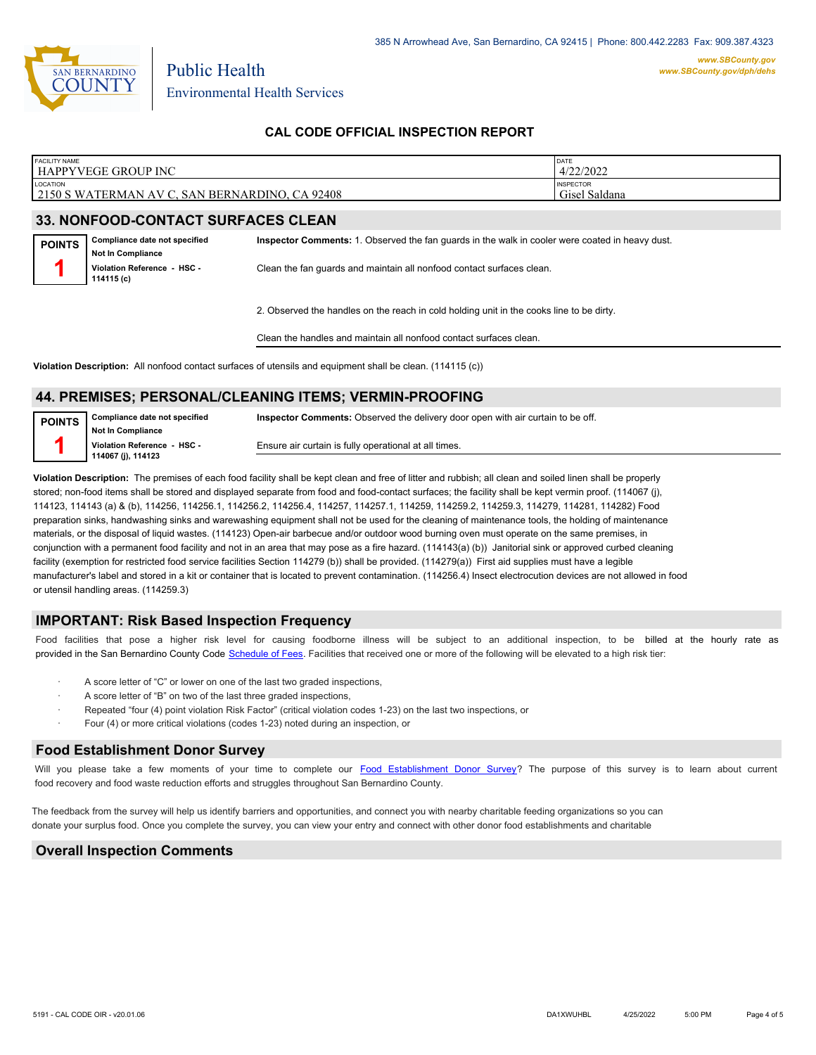385 N Arrowhead Ave, San Bernardino, CA 92415 | Phone: 800.442.2283 Fax: 909.387.4323

*www.SBCounty.gov*
*www.SBCounty.gov/dph/dehs*

SAN BERNARDINO COUNTY

Public Health
Environmental Health Services

## CAL CODE OFFICIAL INSPECTION REPORT

| FACILITY NAME | DATE |
|---|---|
| HAPPYVEGE GROUP INC | 4/22/2022 |
| **LOCATION** | **INSPECTOR** |
| 2150 S WATERMAN AV C, SAN BERNARDINO, CA 92408 | Gisel Saldana |

## 33. NONFOOD-CONTACT SURFACES CLEAN

**POINTS**
**1**

**Compliance date not specified**
**Not In Compliance**
**Violation Reference - HSC - 114115 (c)**

**Inspector Comments:** 1. Observed the fan guards in the walk in cooler were coated in heavy dust.

Clean the fan guards and maintain all nonfood contact surfaces clean.

2. Observed the handles on the reach in cold holding unit in the cooks line to be dirty.

Clean the handles and maintain all nonfood contact surfaces clean.

**Violation Description:** All nonfood contact surfaces of utensils and equipment shall be clean. (114115 (c))

## 44. PREMISES; PERSONAL/CLEANING ITEMS; VERMIN-PROOFING

**POINTS**
**1**

**Compliance date not specified**
**Not In Compliance**
**Violation Reference - HSC - 114067 (j), 114123**

**Inspector Comments:** Observed the delivery door open with air curtain to be off.

Ensure air curtain is fully operational at all times.

**Violation Description:** The premises of each food facility shall be kept clean and free of litter and rubbish; all clean and soiled linen shall be properly stored; non-food items shall be stored and displayed separate from food and food-contact surfaces; the facility shall be kept vermin proof. (114067 (j), 114123, 114143 (a) & (b), 114256, 114256.1, 114256.2, 114256.4, 114257, 114257.1, 114259, 114259.2, 114259.3, 114279, 114281, 114282) Food preparation sinks, handwashing sinks and warewashing equipment shall not be used for the cleaning of maintenance tools, the holding of maintenance materials, or the disposal of liquid wastes. (114123) Open-air barbecue and/or outdoor wood burning oven must operate on the same premises, in conjunction with a permanent food facility and not in an area that may pose as a fire hazard. (114143(a) (b)) Janitorial sink or approved curbed cleaning facility (exemption for restricted food service facilities Section 114279 (b)) shall be provided. (114279(a)) First aid supplies must have a legible manufacturer's label and stored in a kit or container that is located to prevent contamination. (114256.4) Insect electrocution devices are not allowed in food or utensil handling areas. (114259.3)

## IMPORTANT: Risk Based Inspection Frequency

Food facilities that pose a higher risk level for causing foodborne illness will be subject to an additional inspection, to be billed at the hourly rate as provided in the San Bernardino County Code Schedule of Fees. Facilities that received one or more of the following will be elevated to a high risk tier:

- A score letter of "C" or lower on one of the last two graded inspections,
- A score letter of "B" on two of the last three graded inspections,
- Repeated "four (4) point violation Risk Factor" (critical violation codes 1-23) on the last two inspections, or
- Four (4) or more critical violations (codes 1-23) noted during an inspection, or

## Food Establishment Donor Survey

Will you please take a few moments of your time to complete our Food Establishment Donor Survey? The purpose of this survey is to learn about current food recovery and food waste reduction efforts and struggles throughout San Bernardino County.

The feedback from the survey will help us identify barriers and opportunities, and connect you with nearby charitable feeding organizations so you can donate your surplus food. Once you complete the survey, you can view your entry and connect with other donor food establishments and charitable

## Overall Inspection Comments

5191 - CAL CODE OIR - v20.01.06 DA1XWUHBL 4/25/2022 5:00 PM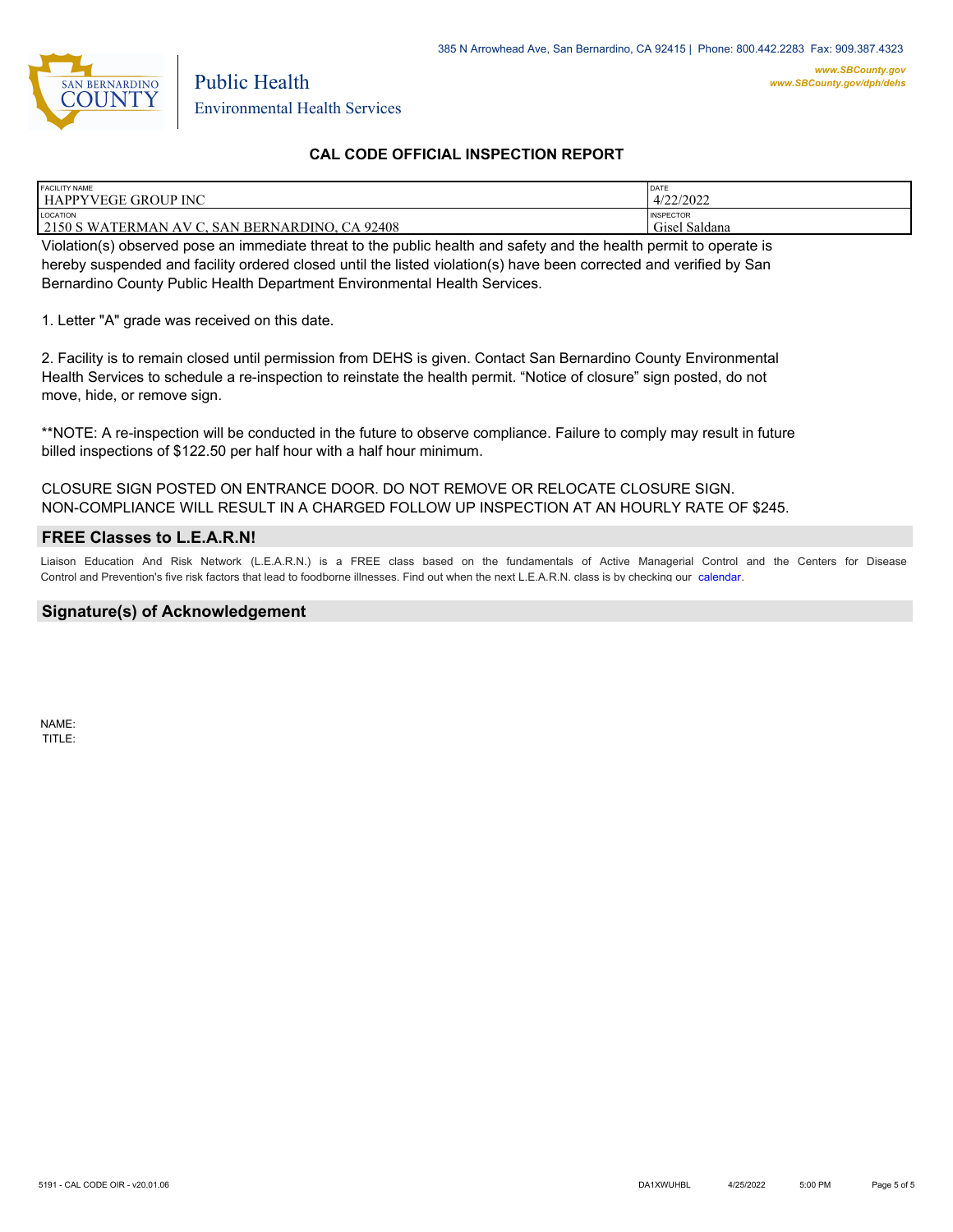385 N Arrowhead Ave, San Bernardino, CA 92415 | Phone: 800.442.2283 Fax: 909.387.4323

www.SBCounty.gov
www.SBCounty.gov/dph/dehs

SAN BERNARDINO COUNTY

Public Health
Environmental Health Services

## CAL CODE OFFICIAL INSPECTION REPORT

| FACILITY NAME | DATE |
|---|---|
| HAPPYVEGE GROUP INC | 4/22/2022 |
| **LOCATION** | **INSPECTOR** |
| 2150 S WATERMAN AV C, SAN BERNARDINO, CA 92408 | Gisel Saldana |

Violation(s) observed pose an immediate threat to the public health and safety and the health permit to operate is hereby suspended and facility ordered closed until the listed violation(s) have been corrected and verified by San Bernardino County Public Health Department Environmental Health Services.

1. Letter "A" grade was received on this date.

2. Facility is to remain closed until permission from DEHS is given. Contact San Bernardino County Environmental Health Services to schedule a re-inspection to reinstate the health permit. “Notice of closure” sign posted, do not move, hide, or remove sign.

**NOTE: A re-inspection will be conducted in the future to observe compliance. Failure to comply may result in future billed inspections of $122.50 per half hour with a half hour minimum.

CLOSURE SIGN POSTED ON ENTRANCE DOOR. DO NOT REMOVE OR RELOCATE CLOSURE SIGN. NON-COMPLIANCE WILL RESULT IN A CHARGED FOLLOW UP INSPECTION AT AN HOURLY RATE OF $245.

## FREE Classes to L.E.A.R.N!

Liaison Education And Risk Network (L.E.A.R.N.) is a FREE class based on the fundamentals of Active Managerial Control and the Centers for Disease Control and Prevention's five risk factors that lead to foodborne illnesses. Find out when the next L.E.A.R.N. class is by checking our calendar.

## Signature(s) of Acknowledgement

NAME:
TITLE:

5191 - CAL CODE OIR - v20.01.06 DA1XWUHBL 4/25/2022 5:00 PM